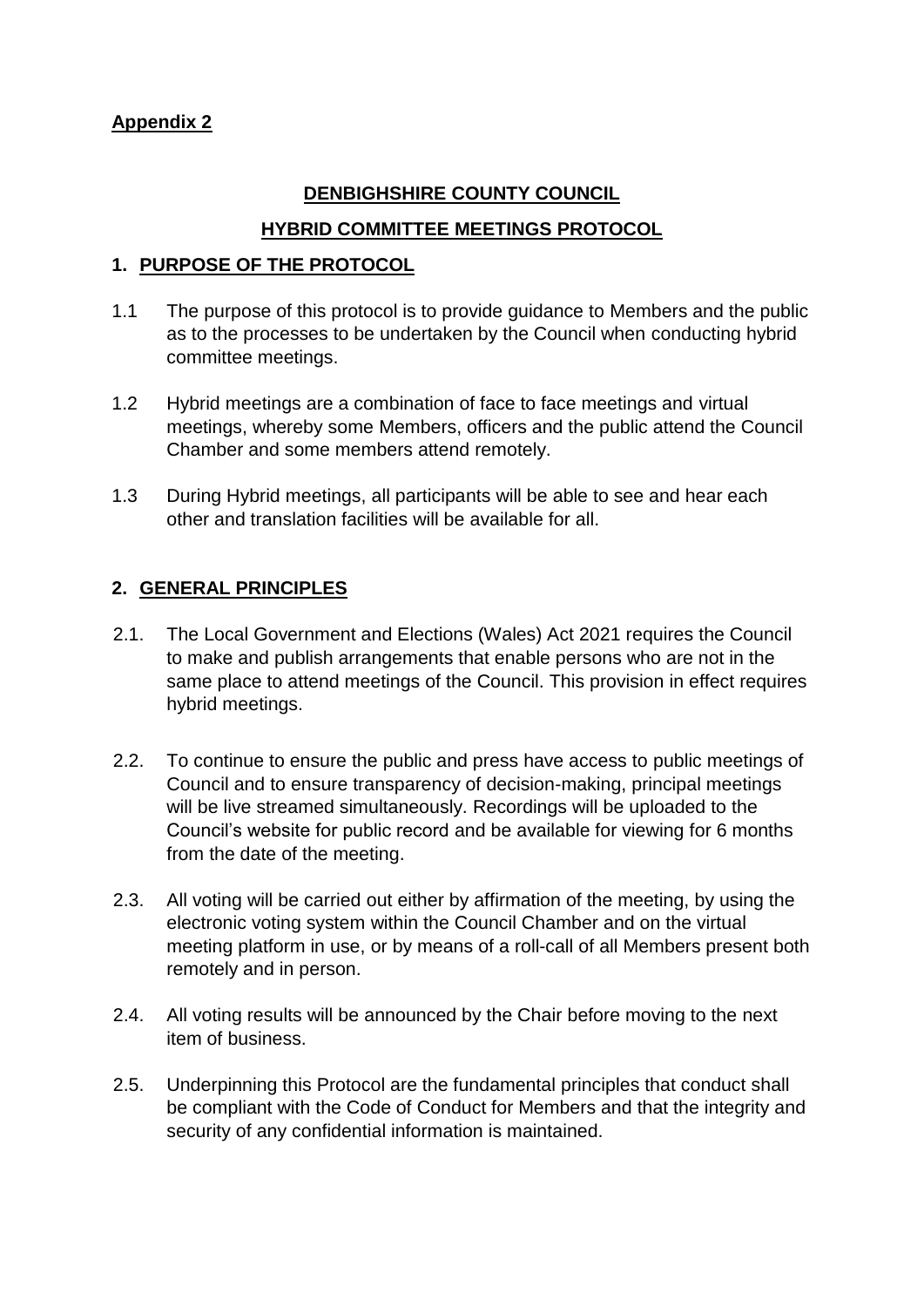**Appendix 2**

# DENBIGHSHIRE COUNTY COUNCIL

# HYBRID COMMITTEE MEETINGS PROTOCOL

## 1. PURPOSE OF THE PROTOCOL

1.1 The purpose of this protocol is to provide guidance to Members and the public as to the processes to be undertaken by the Council when conducting hybrid committee meetings.

1.2 Hybrid meetings are a combination of face to face meetings and virtual meetings, whereby some Members, officers and the public attend the Council Chamber and some members attend remotely.

1.3 During Hybrid meetings, all participants will be able to see and hear each other and translation facilities will be available for all.

## 2. GENERAL PRINCIPLES

2.1. The Local Government and Elections (Wales) Act 2021 requires the Council to make and publish arrangements that enable persons who are not in the same place to attend meetings of the Council. This provision in effect requires hybrid meetings.

2.2. To continue to ensure the public and press have access to public meetings of Council and to ensure transparency of decision-making, principal meetings will be live streamed simultaneously. Recordings will be uploaded to the Council's website for public record and be available for viewing for 6 months from the date of the meeting.

2.3. All voting will be carried out either by affirmation of the meeting, by using the electronic voting system within the Council Chamber and on the virtual meeting platform in use, or by means of a roll-call of all Members present both remotely and in person.

2.4. All voting results will be announced by the Chair before moving to the next item of business.

2.5. Underpinning this Protocol are the fundamental principles that conduct shall be compliant with the Code of Conduct for Members and that the integrity and security of any confidential information is maintained.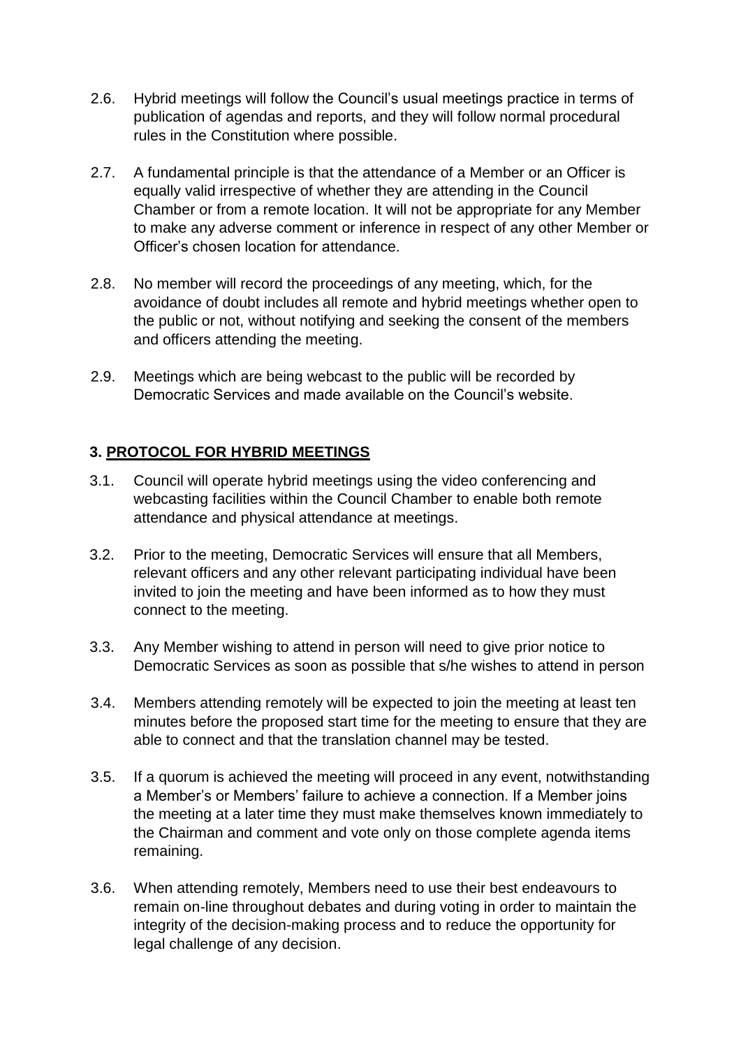2.6. Hybrid meetings will follow the Council's usual meetings practice in terms of publication of agendas and reports, and they will follow normal procedural rules in the Constitution where possible.

2.7. A fundamental principle is that the attendance of a Member or an Officer is equally valid irrespective of whether they are attending in the Council Chamber or from a remote location. It will not be appropriate for any Member to make any adverse comment or inference in respect of any other Member or Officer's chosen location for attendance.

2.8. No member will record the proceedings of any meeting, which, for the avoidance of doubt includes all remote and hybrid meetings whether open to the public or not, without notifying and seeking the consent of the members and officers attending the meeting.

2.9. Meetings which are being webcast to the public will be recorded by Democratic Services and made available on the Council's website.

## 3. PROTOCOL FOR HYBRID MEETINGS

3.1. Council will operate hybrid meetings using the video conferencing and webcasting facilities within the Council Chamber to enable both remote attendance and physical attendance at meetings.

3.2. Prior to the meeting, Democratic Services will ensure that all Members, relevant officers and any other relevant participating individual have been invited to join the meeting and have been informed as to how they must connect to the meeting.

3.3. Any Member wishing to attend in person will need to give prior notice to Democratic Services as soon as possible that s/he wishes to attend in person

3.4. Members attending remotely will be expected to join the meeting at least ten minutes before the proposed start time for the meeting to ensure that they are able to connect and that the translation channel may be tested.

3.5. If a quorum is achieved the meeting will proceed in any event, notwithstanding a Member's or Members' failure to achieve a connection. If a Member joins the meeting at a later time they must make themselves known immediately to the Chairman and comment and vote only on those complete agenda items remaining.

3.6. When attending remotely, Members need to use their best endeavours to remain on-line throughout debates and during voting in order to maintain the integrity of the decision-making process and to reduce the opportunity for legal challenge of any decision.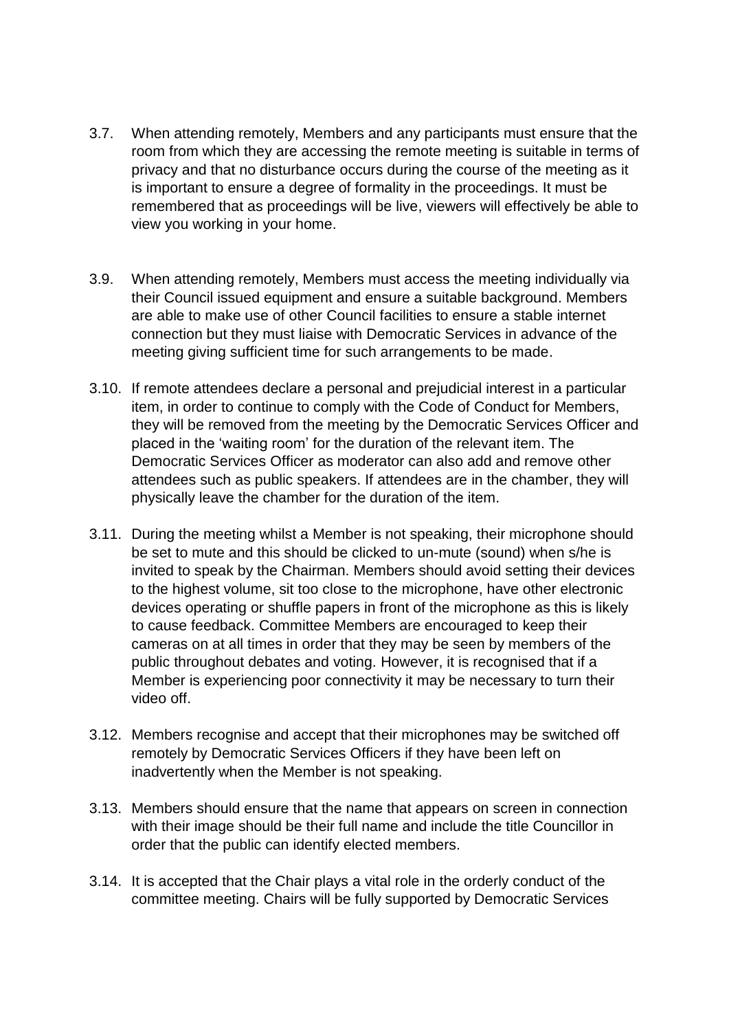3.7. When attending remotely, Members and any participants must ensure that the room from which they are accessing the remote meeting is suitable in terms of privacy and that no disturbance occurs during the course of the meeting as it is important to ensure a degree of formality in the proceedings. It must be remembered that as proceedings will be live, viewers will effectively be able to view you working in your home.

3.9. When attending remotely, Members must access the meeting individually via their Council issued equipment and ensure a suitable background. Members are able to make use of other Council facilities to ensure a stable internet connection but they must liaise with Democratic Services in advance of the meeting giving sufficient time for such arrangements to be made.

3.10. If remote attendees declare a personal and prejudicial interest in a particular item, in order to continue to comply with the Code of Conduct for Members, they will be removed from the meeting by the Democratic Services Officer and placed in the 'waiting room' for the duration of the relevant item. The Democratic Services Officer as moderator can also add and remove other attendees such as public speakers. If attendees are in the chamber, they will physically leave the chamber for the duration of the item.

3.11. During the meeting whilst a Member is not speaking, their microphone should be set to mute and this should be clicked to un-mute (sound) when s/he is invited to speak by the Chairman. Members should avoid setting their devices to the highest volume, sit too close to the microphone, have other electronic devices operating or shuffle papers in front of the microphone as this is likely to cause feedback. Committee Members are encouraged to keep their cameras on at all times in order that they may be seen by members of the public throughout debates and voting. However, it is recognised that if a Member is experiencing poor connectivity it may be necessary to turn their video off.

3.12. Members recognise and accept that their microphones may be switched off remotely by Democratic Services Officers if they have been left on inadvertently when the Member is not speaking.

3.13. Members should ensure that the name that appears on screen in connection with their image should be their full name and include the title Councillor in order that the public can identify elected members.

3.14. It is accepted that the Chair plays a vital role in the orderly conduct of the committee meeting. Chairs will be fully supported by Democratic Services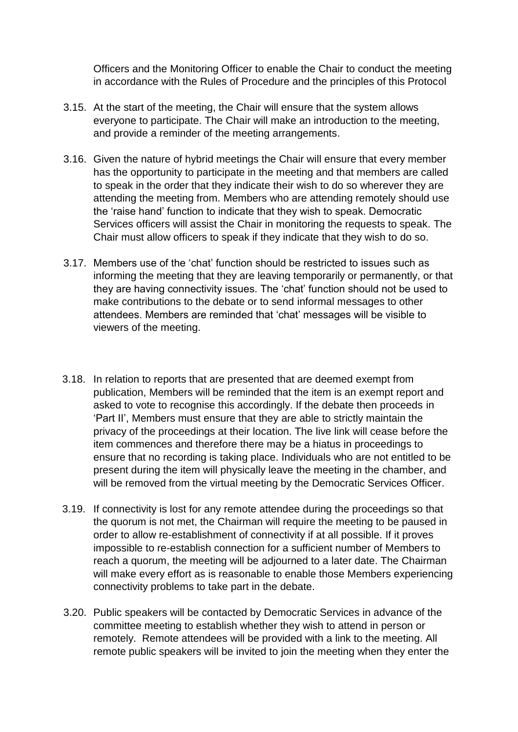Officers and the Monitoring Officer to enable the Chair to conduct the meeting in accordance with the Rules of Procedure and the principles of this Protocol

3.15. At the start of the meeting, the Chair will ensure that the system allows everyone to participate. The Chair will make an introduction to the meeting, and provide a reminder of the meeting arrangements.

3.16. Given the nature of hybrid meetings the Chair will ensure that every member has the opportunity to participate in the meeting and that members are called to speak in the order that they indicate their wish to do so wherever they are attending the meeting from. Members who are attending remotely should use the 'raise hand' function to indicate that they wish to speak. Democratic Services officers will assist the Chair in monitoring the requests to speak. The Chair must allow officers to speak if they indicate that they wish to do so.

3.17. Members use of the 'chat' function should be restricted to issues such as informing the meeting that they are leaving temporarily or permanently, or that they are having connectivity issues. The 'chat' function should not be used to make contributions to the debate or to send informal messages to other attendees. Members are reminded that 'chat' messages will be visible to viewers of the meeting.

3.18. In relation to reports that are presented that are deemed exempt from publication, Members will be reminded that the item is an exempt report and asked to vote to recognise this accordingly. If the debate then proceeds in 'Part II', Members must ensure that they are able to strictly maintain the privacy of the proceedings at their location. The live link will cease before the item commences and therefore there may be a hiatus in proceedings to ensure that no recording is taking place. Individuals who are not entitled to be present during the item will physically leave the meeting in the chamber, and will be removed from the virtual meeting by the Democratic Services Officer.

3.19. If connectivity is lost for any remote attendee during the proceedings so that the quorum is not met, the Chairman will require the meeting to be paused in order to allow re-establishment of connectivity if at all possible. If it proves impossible to re-establish connection for a sufficient number of Members to reach a quorum, the meeting will be adjourned to a later date. The Chairman will make every effort as is reasonable to enable those Members experiencing connectivity problems to take part in the debate.

3.20. Public speakers will be contacted by Democratic Services in advance of the committee meeting to establish whether they wish to attend in person or remotely. Remote attendees will be provided with a link to the meeting. All remote public speakers will be invited to join the meeting when they enter the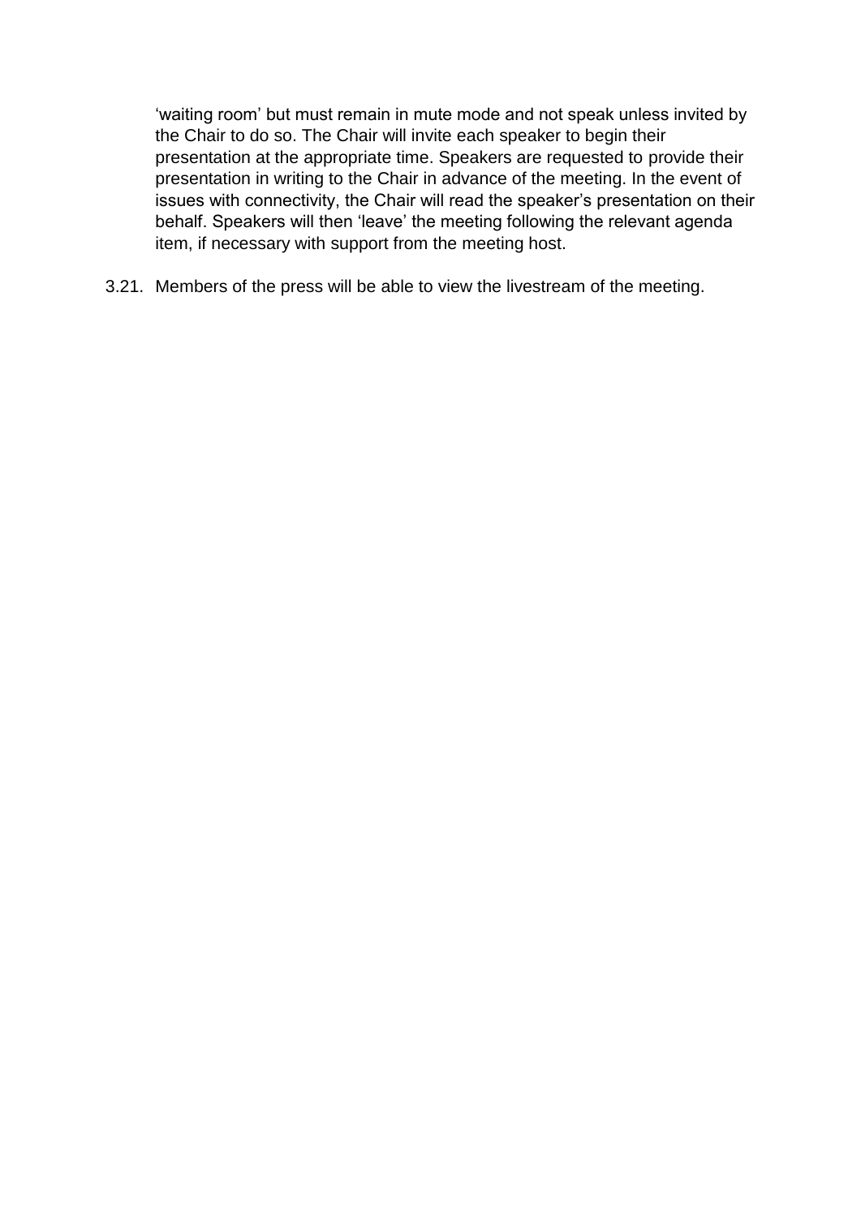'waiting room' but must remain in mute mode and not speak unless invited by the Chair to do so. The Chair will invite each speaker to begin their presentation at the appropriate time. Speakers are requested to provide their presentation in writing to the Chair in advance of the meeting. In the event of issues with connectivity, the Chair will read the speaker's presentation on their behalf. Speakers will then 'leave' the meeting following the relevant agenda item, if necessary with support from the meeting host.

3.21. Members of the press will be able to view the livestream of the meeting.